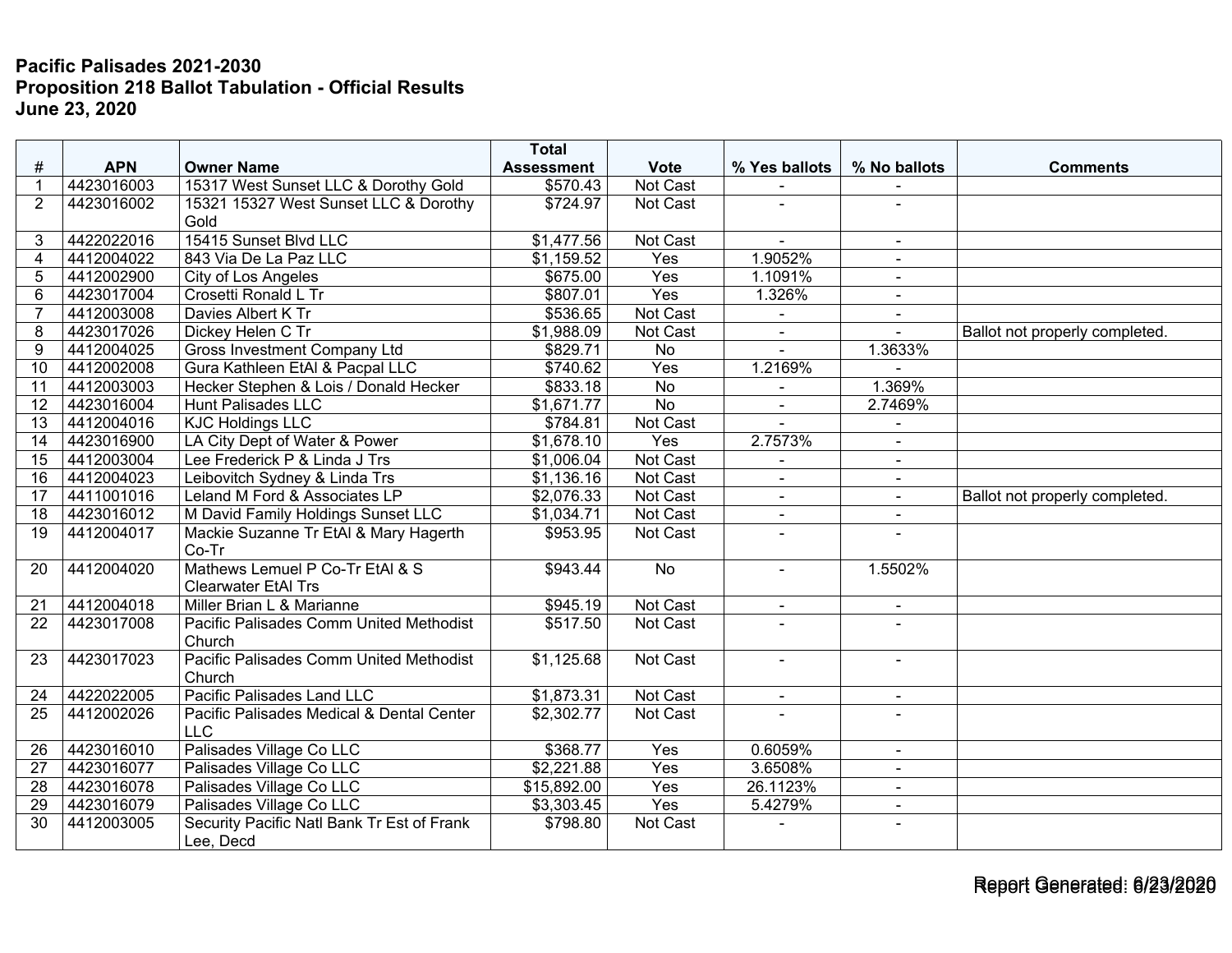**Pacific Palisades 2021-2030**
**Proposition 218 Ballot Tabulation - Official Results**
**June 23, 2020**

| # | APN | Owner Name | Total Assessment | Vote | % Yes ballots | % No ballots | Comments |
|---|---|---|---|---|---|---|---|
| 1 | 4423016003 | 15317 West Sunset LLC & Dorothy Gold | $570.43 | Not Cast | - | - | |
| 2 | 4423016002 | 15321 15327 West Sunset LLC & Dorothy Gold | $724.97 | Not Cast | - | - | |
| 3 | 4422022016 | 15415 Sunset Blvd LLC | $1,477.56 | Not Cast | - | - | |
| 4 | 4412004022 | 843 Via De La Paz LLC | $1,159.52 | Yes | 1.9052% | - | |
| 5 | 4412002900 | City of Los Angeles | $675.00 | Yes | 1.1091% | - | |
| 6 | 4423017004 | Crosetti Ronald L Tr | $807.01 | Yes | 1.326% | - | |
| 7 | 4412003008 | Davies Albert K Tr | $536.65 | Not Cast | - | - | |
| 8 | 4423017026 | Dickey Helen C Tr | $1,988.09 | Not Cast | - | - | Ballot not properly completed. |
| 9 | 4412004025 | Gross Investment Company Ltd | $829.71 | No | - | 1.3633% | |
| 10 | 4412002008 | Gura Kathleen EtAl & Pacpal LLC | $740.62 | Yes | 1.2169% | - | |
| 11 | 4412003003 | Hecker Stephen & Lois / Donald Hecker | $833.18 | No | - | 1.369% | |
| 12 | 4423016004 | Hunt Palisades LLC | $1,671.77 | No | - | 2.7469% | |
| 13 | 4412004016 | KJC Holdings LLC | $784.81 | Not Cast | - | - | |
| 14 | 4423016900 | LA City Dept of Water & Power | $1,678.10 | Yes | 2.7573% | - | |
| 15 | 4412003004 | Lee Frederick P & Linda J Trs | $1,006.04 | Not Cast | - | - | |
| 16 | 4412004023 | Leibovitch Sydney & Linda Trs | $1,136.16 | Not Cast | - | - | |
| 17 | 4411001016 | Leland M Ford & Associates LP | $2,076.33 | Not Cast | - | - | Ballot not properly completed. |
| 18 | 4423016012 | M David Family Holdings Sunset LLC | $1,034.71 | Not Cast | - | - | |
| 19 | 4412004017 | Mackie Suzanne Tr EtAl & Mary Hagerth Co-Tr | $953.95 | Not Cast | - | - | |
| 20 | 4412004020 | Mathews Lemuel P Co-Tr EtAl & S Clearwater EtAl Trs | $943.44 | No | - | 1.5502% | |
| 21 | 4412004018 | Miller Brian L & Marianne | $945.19 | Not Cast | - | - | |
| 22 | 4423017008 | Pacific Palisades Comm United Methodist Church | $517.50 | Not Cast | - | - | |
| 23 | 4423017023 | Pacific Palisades Comm United Methodist Church | $1,125.68 | Not Cast | - | - | |
| 24 | 4422022005 | Pacific Palisades Land LLC | $1,873.31 | Not Cast | - | - | |
| 25 | 4412002026 | Pacific Palisades Medical & Dental Center LLC | $2,302.77 | Not Cast | - | - | |
| 26 | 4423016010 | Palisades Village Co LLC | $368.77 | Yes | 0.6059% | - | |
| 27 | 4423016077 | Palisades Village Co LLC | $2,221.88 | Yes | 3.6508% | - | |
| 28 | 4423016078 | Palisades Village Co LLC | $15,892.00 | Yes | 26.1123% | - | |
| 29 | 4423016079 | Palisades Village Co LLC | $3,303.45 | Yes | 5.4279% | - | |
| 30 | 4412003005 | Security Pacific Natl Bank Tr Est of Frank Lee, Decd | $798.80 | Not Cast | - | - | |

Report Generated: 6/23/2020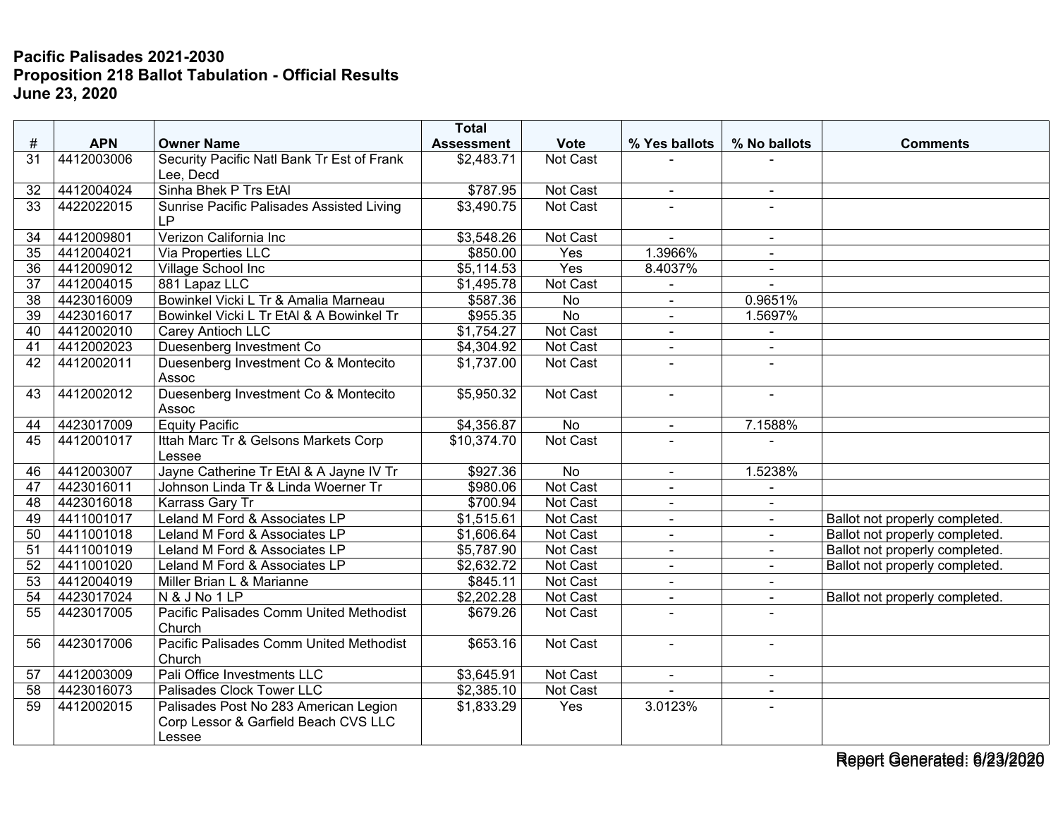**Pacific Palisades 2021-2030**
**Proposition 218 Ballot Tabulation - Official Results**
**June 23, 2020**

| # | APN | Owner Name | Total Assessment | Vote | % Yes ballots | % No ballots | Comments |
|---|---|---|---|---|---|---|---|
| 31 | 4412003006 | Security Pacific Natl Bank Tr Est of Frank Lee, Decd | $2,483.71 | Not Cast | - | - | |
| 32 | 4412004024 | Sinha Bhek P Trs EtAl | $787.95 | Not Cast | - | - | |
| 33 | 4422022015 | Sunrise Pacific Palisades Assisted Living LP | $3,490.75 | Not Cast | - | - | |
| 34 | 4412009801 | Verizon California Inc | $3,548.26 | Not Cast | - | - | |
| 35 | 4412004021 | Via Properties LLC | $850.00 | Yes | 1.3966% | - | |
| 36 | 4412009012 | Village School Inc | $5,114.53 | Yes | 8.4037% | - | |
| 37 | 4412004015 | 881 Lapaz LLC | $1,495.78 | Not Cast | - | - | |
| 38 | 4423016009 | Bowinkel Vicki L Tr & Amalia Marneau | $587.36 | No | - | 0.9651% | |
| 39 | 4423016017 | Bowinkel Vicki L Tr EtAl & A Bowinkel Tr | $955.35 | No | - | 1.5697% | |
| 40 | 4412002010 | Carey Antioch LLC | $1,754.27 | Not Cast | - | - | |
| 41 | 4412002023 | Duesenberg Investment Co | $4,304.92 | Not Cast | - | - | |
| 42 | 4412002011 | Duesenberg Investment Co & Montecito Assoc | $1,737.00 | Not Cast | - | - | |
| 43 | 4412002012 | Duesenberg Investment Co & Montecito Assoc | $5,950.32 | Not Cast | - | - | |
| 44 | 4423017009 | Equity Pacific | $4,356.87 | No | - | 7.1588% | |
| 45 | 4412001017 | Ittah Marc Tr & Gelsons Markets Corp Lessee | $10,374.70 | Not Cast | - | - | |
| 46 | 4412003007 | Jayne Catherine Tr EtAl & A Jayne IV Tr | $927.36 | No | - | 1.5238% | |
| 47 | 4423016011 | Johnson Linda Tr & Linda Woerner Tr | $980.06 | Not Cast | - | - | |
| 48 | 4423016018 | Karrass Gary Tr | $700.94 | Not Cast | - | - | |
| 49 | 4411001017 | Leland M Ford & Associates LP | $1,515.61 | Not Cast | - | - | Ballot not properly completed. |
| 50 | 4411001018 | Leland M Ford & Associates LP | $1,606.64 | Not Cast | - | - | Ballot not properly completed. |
| 51 | 4411001019 | Leland M Ford & Associates LP | $5,787.90 | Not Cast | - | - | Ballot not properly completed. |
| 52 | 4411001020 | Leland M Ford & Associates LP | $2,632.72 | Not Cast | - | - | Ballot not properly completed. |
| 53 | 4412004019 | Miller Brian L & Marianne | $845.11 | Not Cast | - | - | |
| 54 | 4423017024 | N & J No 1 LP | $2,202.28 | Not Cast | - | - | Ballot not properly completed. |
| 55 | 4423017005 | Pacific Palisades Comm United Methodist Church | $679.26 | Not Cast | - | - | |
| 56 | 4423017006 | Pacific Palisades Comm United Methodist Church | $653.16 | Not Cast | - | - | |
| 57 | 4412003009 | Pali Office Investments LLC | $3,645.91 | Not Cast | - | - | |
| 58 | 4423016073 | Palisades Clock Tower LLC | $2,385.10 | Not Cast | - | - | |
| 59 | 4412002015 | Palisades Post No 283 American Legion Corp Lessor & Garfield Beach CVS LLC Lessee | $1,833.29 | Yes | 3.0123% | - | |

Report Generated: 6/23/2020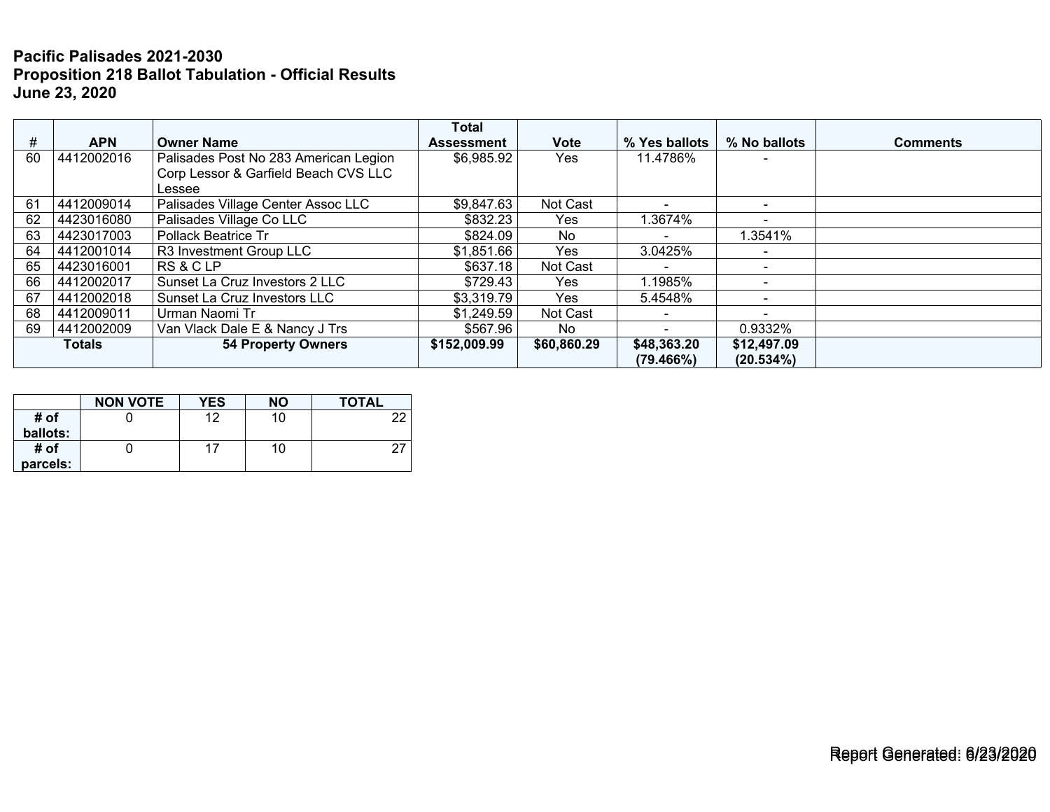**Pacific Palisades 2021-2030**
**Proposition 218 Ballot Tabulation - Official Results**
**June 23, 2020**

| # | APN | Owner Name | Total Assessment | Vote | % Yes ballots | % No ballots | Comments |
|---|---|---|---|---|---|---|---|
| 60 | 4412002016 | Palisades Post No 283 American Legion Corp Lessor & Garfield Beach CVS LLC Lessee | $6,985.92 | Yes | 11.4786% | - | |
| 61 | 4412009014 | Palisades Village Center Assoc LLC | $9,847.63 | Not Cast | - | - | |
| 62 | 4423016080 | Palisades Village Co LLC | $832.23 | Yes | 1.3674% | - | |
| 63 | 4423017003 | Pollack Beatrice Tr | $824.09 | No | - | 1.3541% | |
| 64 | 4412001014 | R3 Investment Group LLC | $1,851.66 | Yes | 3.0425% | - | |
| 65 | 4423016001 | RS & C LP | $637.18 | Not Cast | - | - | |
| 66 | 4412002017 | Sunset La Cruz Investors 2 LLC | $729.43 | Yes | 1.1985% | - | |
| 67 | 4412002018 | Sunset La Cruz Investors LLC | $3,319.79 | Yes | 5.4548% | - | |
| 68 | 4412009011 | Urman Naomi Tr | $1,249.59 | Not Cast | - | - | |
| 69 | 4412002009 | Van Vlack Dale E & Nancy J Trs | $567.96 | No | - | 0.9332% | |
| **Totals** | | **54 Property Owners** | **$152,009.99** | **$60,860.29** | **$48,363.20 (79.466%)** | **$12,497.09 (20.534%)** | |

| | NON VOTE | YES | NO | TOTAL |
|---|---|---|---|---|
| **# of ballots:** | 0 | 12 | 10 | 22 |
| **# of parcels:** | 0 | 17 | 10 | 27 |

Report Generated: 6/23/2020